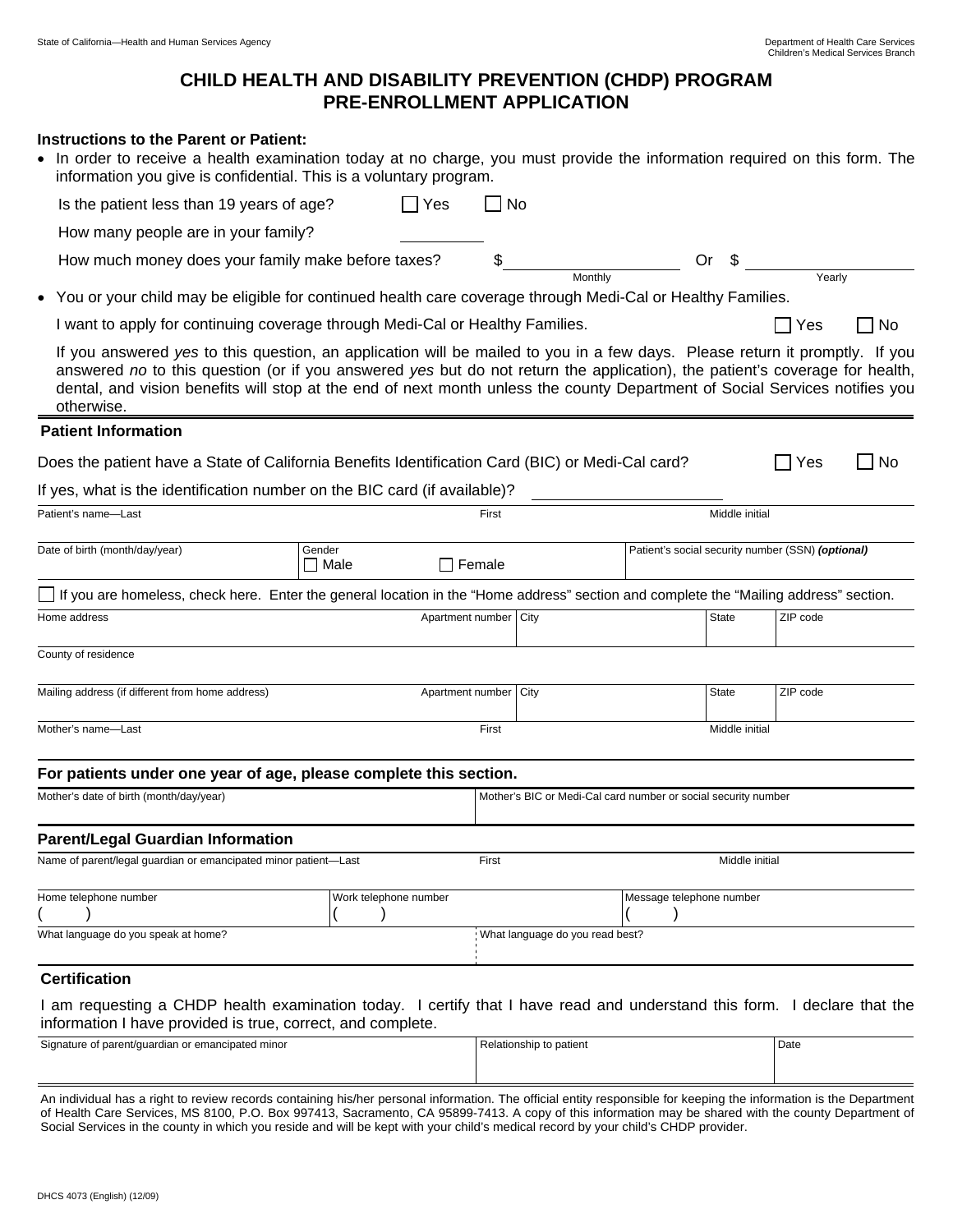State of California—Health and Human Services Agency

Department of Health Care Services
Children's Medical Services Branch

# CHILD HEALTH AND DISABILITY PREVENTION (CHDP) PROGRAM PRE-ENROLLMENT APPLICATION

**Instructions to the Parent or Patient:**

- In order to receive a health examination today at no charge, you must provide the information required on this form. The information you give is confidential. This is a voluntary program.

  Is the patient less than 19 years of age? ☐ Yes ☐ No

  How many people are in your family? __________

  How much money does your family make before taxes? $__________ Monthly Or $__________ Yearly

- You or your child may be eligible for continued health care coverage through Medi-Cal or Healthy Families.

  I want to apply for continuing coverage through Medi-Cal or Healthy Families. ☐ Yes ☐ No

  If you answered *yes* to this question, an application will be mailed to you in a few days. Please return it promptly. If you answered *no* to this question (or if you answered *yes* but do not return the application), the patient's coverage for health, dental, and vision benefits will stop at the end of next month unless the county Department of Social Services notifies you otherwise.

## Patient Information

Does the patient have a State of California Benefits Identification Card (BIC) or Medi-Cal card? ☐ Yes ☐ No

If yes, what is the identification number on the BIC card (if available)? __________

| Patient's name—Last | First | Middle initial |
|---|---|---|
| | | |

| Date of birth (month/day/year) | Gender ☐ Male ☐ Female | Patient's social security number (SSN) ***(optional)*** |
|---|---|---|
| | | |

☐ If you are homeless, check here. Enter the general location in the "Home address" section and complete the "Mailing address" section.

| Home address | Apartment number | City | State | ZIP code |
|---|---|---|---|---|
| | | | | |

| County of residence |
|---|
| |

| Mailing address (if different from home address) | Apartment number | City | State | ZIP code |
|---|---|---|---|---|
| | | | | |

| Mother's name—Last | First | Middle initial |
|---|---|---|
| | | |

### For patients under one year of age, please complete this section.

| Mother's date of birth (month/day/year) | Mother's BIC or Medi-Cal card number or social security number |
|---|---|
| | |

### Parent/Legal Guardian Information

| Name of parent/legal guardian or emancipated minor patient—Last | First | Middle initial |
|---|---|---|
| | | |

| Home telephone number | Work telephone number | Message telephone number |
|---|---|---|
| ( ) | ( ) | ( ) |

| What language do you speak at home? | What language do you read best? |
|---|---|
| | |

## Certification

I am requesting a CHDP health examination today. I certify that I have read and understand this form. I declare that the information I have provided is true, correct, and complete.

| Signature of parent/guardian or emancipated minor | Relationship to patient | Date |
|---|---|---|
| | | |

An individual has a right to review records containing his/her personal information. The official entity responsible for keeping the information is the Department of Health Care Services, MS 8100, P.O. Box 997413, Sacramento, CA 95899-7413. A copy of this information may be shared with the county Department of Social Services in the county in which you reside and will be kept with your child's medical record by your child's CHDP provider.

DHCS 4073 (English) (12/09)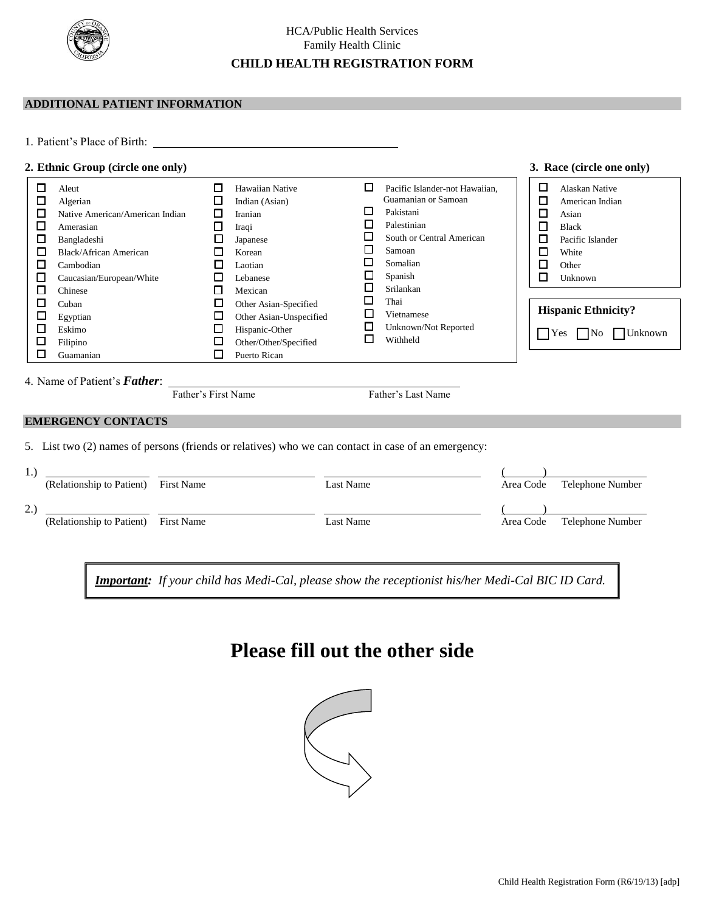HCA/Public Health Services
Family Health Clinic

# CHILD HEALTH REGISTRATION FORM

## ADDITIONAL PATIENT INFORMATION

1. Patient's Place of Birth: ____________________

**2. Ethnic Group (circle one only)**

| | | |
|---|---|---|
| ☐ Aleut | ☐ Hawaiian Native | ☐ Pacific Islander-not Hawaiian, Guamanian or Samoan |
| ☐ Algerian | ☐ Indian (Asian) | ☐ Pakistani |
| ☐ Native American/American Indian | ☐ Iranian | ☐ Palestinian |
| ☐ Amerasian | ☐ Iraqi | ☐ South or Central American |
| ☐ Bangladeshi | ☐ Japanese | ☐ Samoan |
| ☐ Black/African American | ☐ Korean | ☐ Somalian |
| ☐ Cambodian | ☐ Laotian | ☐ Spanish |
| ☐ Caucasian/European/White | ☐ Lebanese | ☐ Srilankan |
| ☐ Chinese | ☐ Mexican | ☐ Thai |
| ☐ Cuban | ☐ Other Asian-Specified | ☐ Vietnamese |
| ☐ Egyptian | ☐ Other Asian-Unspecified | ☐ Unknown/Not Reported |
| ☐ Eskimo | ☐ Hispanic-Other | ☐ Withheld |
| ☐ Filipino | ☐ Other/Other/Specified | |
| ☐ Guamanian | ☐ Puerto Rican | |

**3. Race (circle one only)**

- ☐ Alaskan Native
- ☐ American Indian
- ☐ Asian
- ☐ Black
- ☐ Pacific Islander
- ☐ White
- ☐ Other
- ☐ Unknown

**Hispanic Ethnicity?**

☐ Yes ☐ No ☐ Unknown

4. Name of Patient's ***Father***: ____________________

Father's First Name Father's Last Name

## EMERGENCY CONTACTS

5. List two (2) names of persons (friends or relatives) who we can contact in case of an emergency:

1.) ____________ ____________ ____________ (____) ____________
(Relationship to Patient) First Name Last Name Area Code Telephone Number

2.) ____________ ____________ ____________ (____) ____________
(Relationship to Patient) First Name Last Name Area Code Telephone Number

***Important:*** *If your child has Medi-Cal, please show the receptionist his/her Medi-Cal BIC ID Card.*

# Please fill out the other side

Child Health Registration Form (R6/19/13) [adp]